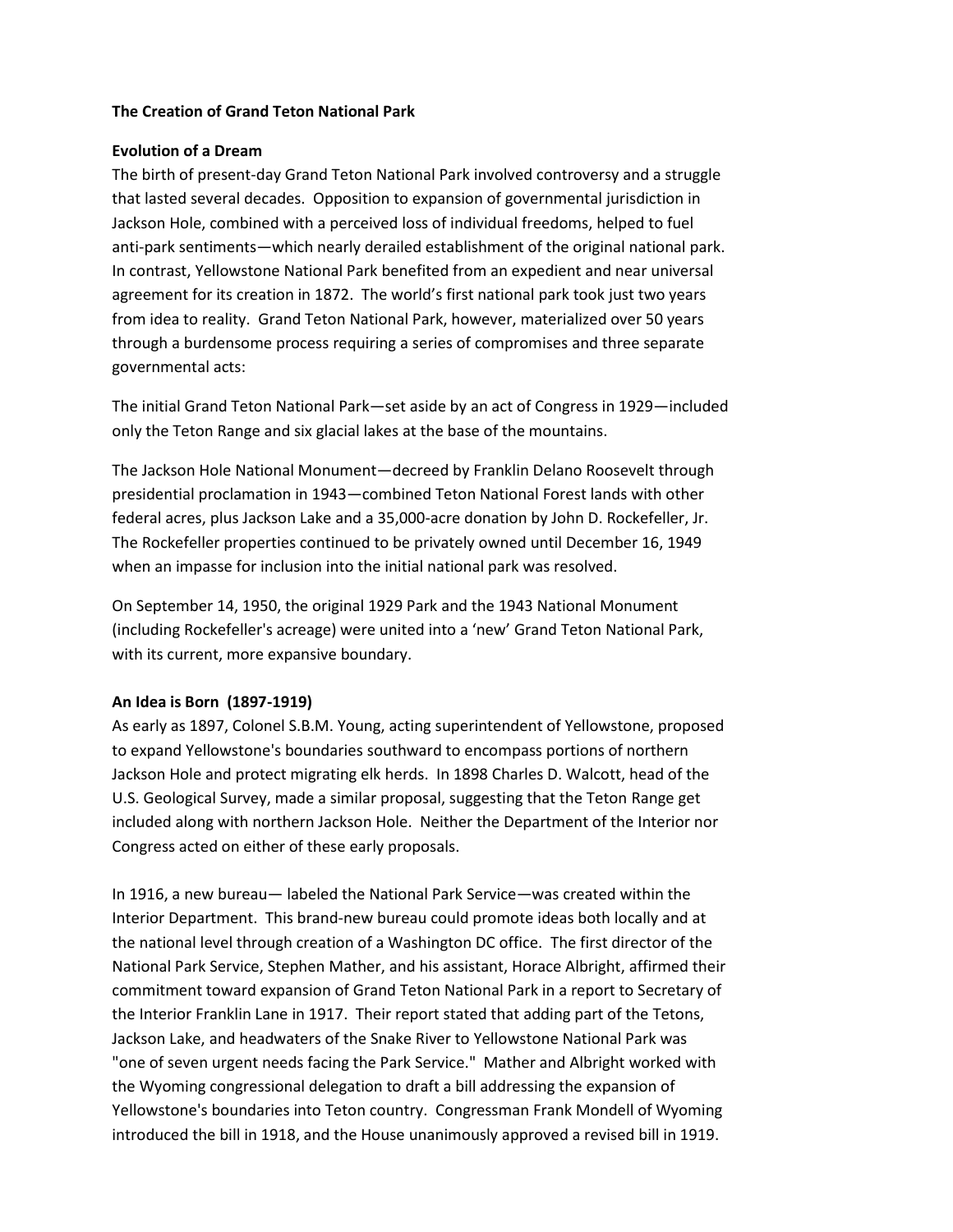# The Creation of Grand Teton National Park

## Evolution of a Dream

The birth of present-day Grand Teton National Park involved controversy and a struggle that lasted several decades. Opposition to expansion of governmental jurisdiction in Jackson Hole, combined with a perceived loss of individual freedoms, helped to fuel anti-park sentiments—which nearly derailed establishment of the original national park. In contrast, Yellowstone National Park benefited from an expedient and near universal agreement for its creation in 1872. The world's first national park took just two years from idea to reality. Grand Teton National Park, however, materialized over 50 years through a burdensome process requiring a series of compromises and three separate governmental acts:

The initial Grand Teton National Park—set aside by an act of Congress in 1929—included only the Teton Range and six glacial lakes at the base of the mountains.

The Jackson Hole National Monument—decreed by Franklin Delano Roosevelt through presidential proclamation in 1943—combined Teton National Forest lands with other federal acres, plus Jackson Lake and a 35,000-acre donation by John D. Rockefeller, Jr. The Rockefeller properties continued to be privately owned until December 16, 1949 when an impasse for inclusion into the initial national park was resolved.

On September 14, 1950, the original 1929 Park and the 1943 National Monument (including Rockefeller's acreage) were united into a 'new' Grand Teton National Park, with its current, more expansive boundary.

## An Idea is Born (1897-1919)

As early as 1897, Colonel S.B.M. Young, acting superintendent of Yellowstone, proposed to expand Yellowstone's boundaries southward to encompass portions of northern Jackson Hole and protect migrating elk herds. In 1898 Charles D. Walcott, head of the U.S. Geological Survey, made a similar proposal, suggesting that the Teton Range get included along with northern Jackson Hole. Neither the Department of the Interior nor Congress acted on either of these early proposals.

In 1916, a new bureau— labeled the National Park Service—was created within the Interior Department. This brand-new bureau could promote ideas both locally and at the national level through creation of a Washington DC office. The first director of the National Park Service, Stephen Mather, and his assistant, Horace Albright, affirmed their commitment toward expansion of Grand Teton National Park in a report to Secretary of the Interior Franklin Lane in 1917. Their report stated that adding part of the Tetons, Jackson Lake, and headwaters of the Snake River to Yellowstone National Park was "one of seven urgent needs facing the Park Service." Mather and Albright worked with the Wyoming congressional delegation to draft a bill addressing the expansion of Yellowstone's boundaries into Teton country. Congressman Frank Mondell of Wyoming introduced the bill in 1918, and the House unanimously approved a revised bill in 1919.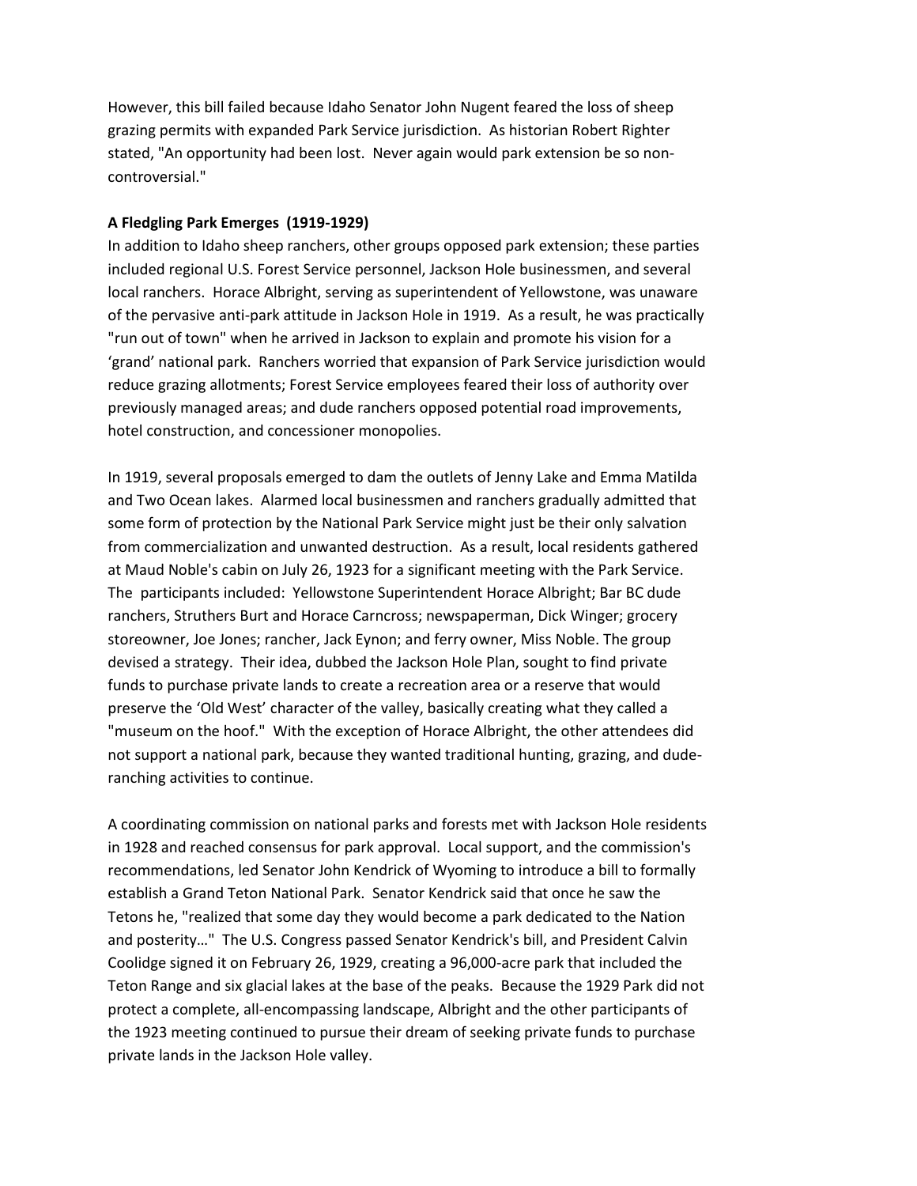However, this bill failed because Idaho Senator John Nugent feared the loss of sheep grazing permits with expanded Park Service jurisdiction. As historian Robert Righter stated, "An opportunity had been lost. Never again would park extension be so non-controversial."

**A Fledgling Park Emerges (1919-1929)**

In addition to Idaho sheep ranchers, other groups opposed park extension; these parties included regional U.S. Forest Service personnel, Jackson Hole businessmen, and several local ranchers. Horace Albright, serving as superintendent of Yellowstone, was unaware of the pervasive anti-park attitude in Jackson Hole in 1919. As a result, he was practically "run out of town" when he arrived in Jackson to explain and promote his vision for a 'grand' national park. Ranchers worried that expansion of Park Service jurisdiction would reduce grazing allotments; Forest Service employees feared their loss of authority over previously managed areas; and dude ranchers opposed potential road improvements, hotel construction, and concessioner monopolies.

In 1919, several proposals emerged to dam the outlets of Jenny Lake and Emma Matilda and Two Ocean lakes. Alarmed local businessmen and ranchers gradually admitted that some form of protection by the National Park Service might just be their only salvation from commercialization and unwanted destruction. As a result, local residents gathered at Maud Noble's cabin on July 26, 1923 for a significant meeting with the Park Service. The participants included: Yellowstone Superintendent Horace Albright; Bar BC dude ranchers, Struthers Burt and Horace Carncross; newspaperman, Dick Winger; grocery storeowner, Joe Jones; rancher, Jack Eynon; and ferry owner, Miss Noble. The group devised a strategy. Their idea, dubbed the Jackson Hole Plan, sought to find private funds to purchase private lands to create a recreation area or a reserve that would preserve the 'Old West' character of the valley, basically creating what they called a "museum on the hoof." With the exception of Horace Albright, the other attendees did not support a national park, because they wanted traditional hunting, grazing, and dude-ranching activities to continue.

A coordinating commission on national parks and forests met with Jackson Hole residents in 1928 and reached consensus for park approval. Local support, and the commission's recommendations, led Senator John Kendrick of Wyoming to introduce a bill to formally establish a Grand Teton National Park. Senator Kendrick said that once he saw the Tetons he, "realized that some day they would become a park dedicated to the Nation and posterity…" The U.S. Congress passed Senator Kendrick's bill, and President Calvin Coolidge signed it on February 26, 1929, creating a 96,000-acre park that included the Teton Range and six glacial lakes at the base of the peaks. Because the 1929 Park did not protect a complete, all-encompassing landscape, Albright and the other participants of the 1923 meeting continued to pursue their dream of seeking private funds to purchase private lands in the Jackson Hole valley.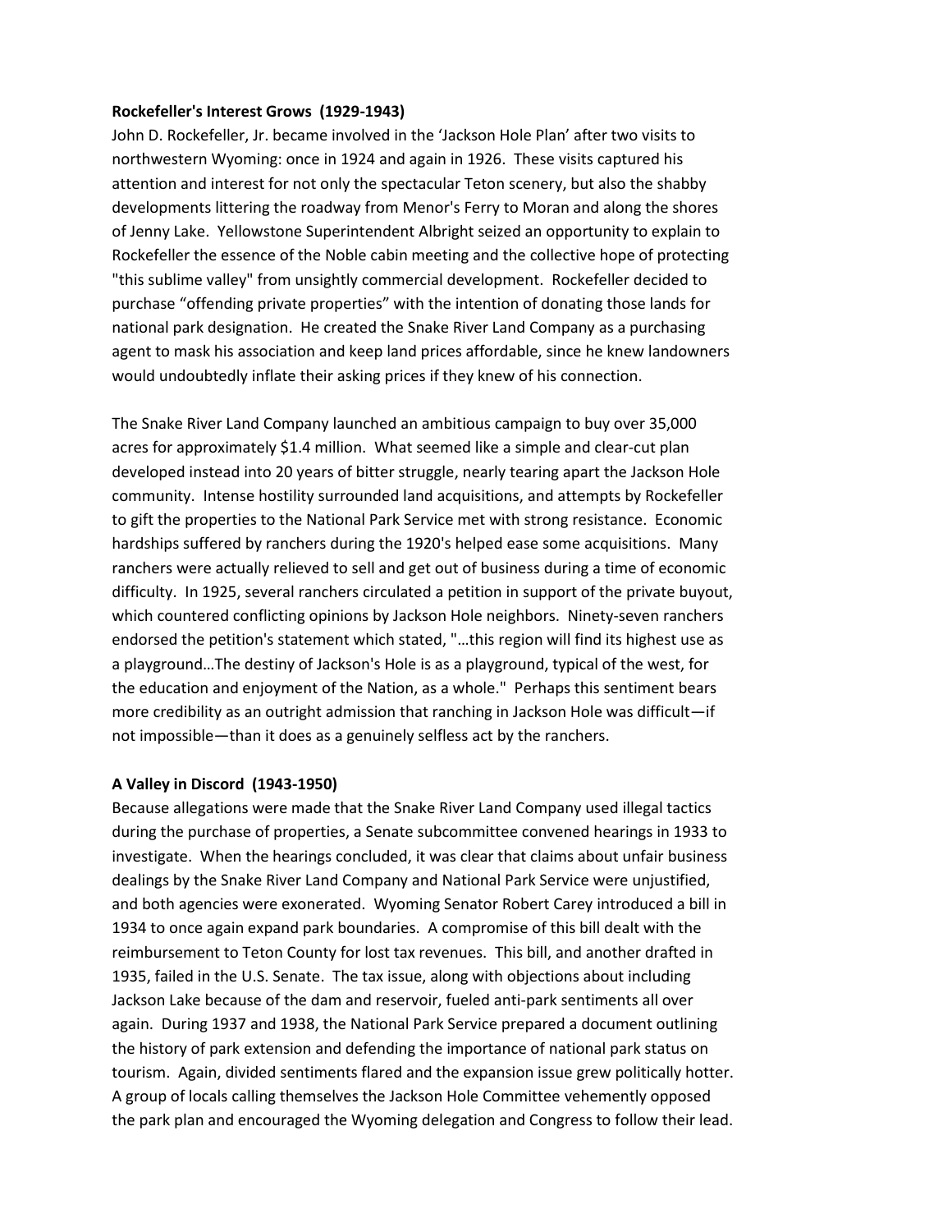**Rockefeller's Interest Grows (1929-1943)**

John D. Rockefeller, Jr. became involved in the 'Jackson Hole Plan' after two visits to northwestern Wyoming: once in 1924 and again in 1926. These visits captured his attention and interest for not only the spectacular Teton scenery, but also the shabby developments littering the roadway from Menor's Ferry to Moran and along the shores of Jenny Lake. Yellowstone Superintendent Albright seized an opportunity to explain to Rockefeller the essence of the Noble cabin meeting and the collective hope of protecting "this sublime valley" from unsightly commercial development. Rockefeller decided to purchase "offending private properties" with the intention of donating those lands for national park designation. He created the Snake River Land Company as a purchasing agent to mask his association and keep land prices affordable, since he knew landowners would undoubtedly inflate their asking prices if they knew of his connection.

The Snake River Land Company launched an ambitious campaign to buy over 35,000 acres for approximately $1.4 million. What seemed like a simple and clear-cut plan developed instead into 20 years of bitter struggle, nearly tearing apart the Jackson Hole community. Intense hostility surrounded land acquisitions, and attempts by Rockefeller to gift the properties to the National Park Service met with strong resistance. Economic hardships suffered by ranchers during the 1920's helped ease some acquisitions. Many ranchers were actually relieved to sell and get out of business during a time of economic difficulty. In 1925, several ranchers circulated a petition in support of the private buyout, which countered conflicting opinions by Jackson Hole neighbors. Ninety-seven ranchers endorsed the petition's statement which stated, "…this region will find its highest use as a playground…The destiny of Jackson's Hole is as a playground, typical of the west, for the education and enjoyment of the Nation, as a whole." Perhaps this sentiment bears more credibility as an outright admission that ranching in Jackson Hole was difficult—if not impossible—than it does as a genuinely selfless act by the ranchers.

**A Valley in Discord (1943-1950)**

Because allegations were made that the Snake River Land Company used illegal tactics during the purchase of properties, a Senate subcommittee convened hearings in 1933 to investigate. When the hearings concluded, it was clear that claims about unfair business dealings by the Snake River Land Company and National Park Service were unjustified, and both agencies were exonerated. Wyoming Senator Robert Carey introduced a bill in 1934 to once again expand park boundaries. A compromise of this bill dealt with the reimbursement to Teton County for lost tax revenues. This bill, and another drafted in 1935, failed in the U.S. Senate. The tax issue, along with objections about including Jackson Lake because of the dam and reservoir, fueled anti-park sentiments all over again. During 1937 and 1938, the National Park Service prepared a document outlining the history of park extension and defending the importance of national park status on tourism. Again, divided sentiments flared and the expansion issue grew politically hotter. A group of locals calling themselves the Jackson Hole Committee vehemently opposed the park plan and encouraged the Wyoming delegation and Congress to follow their lead.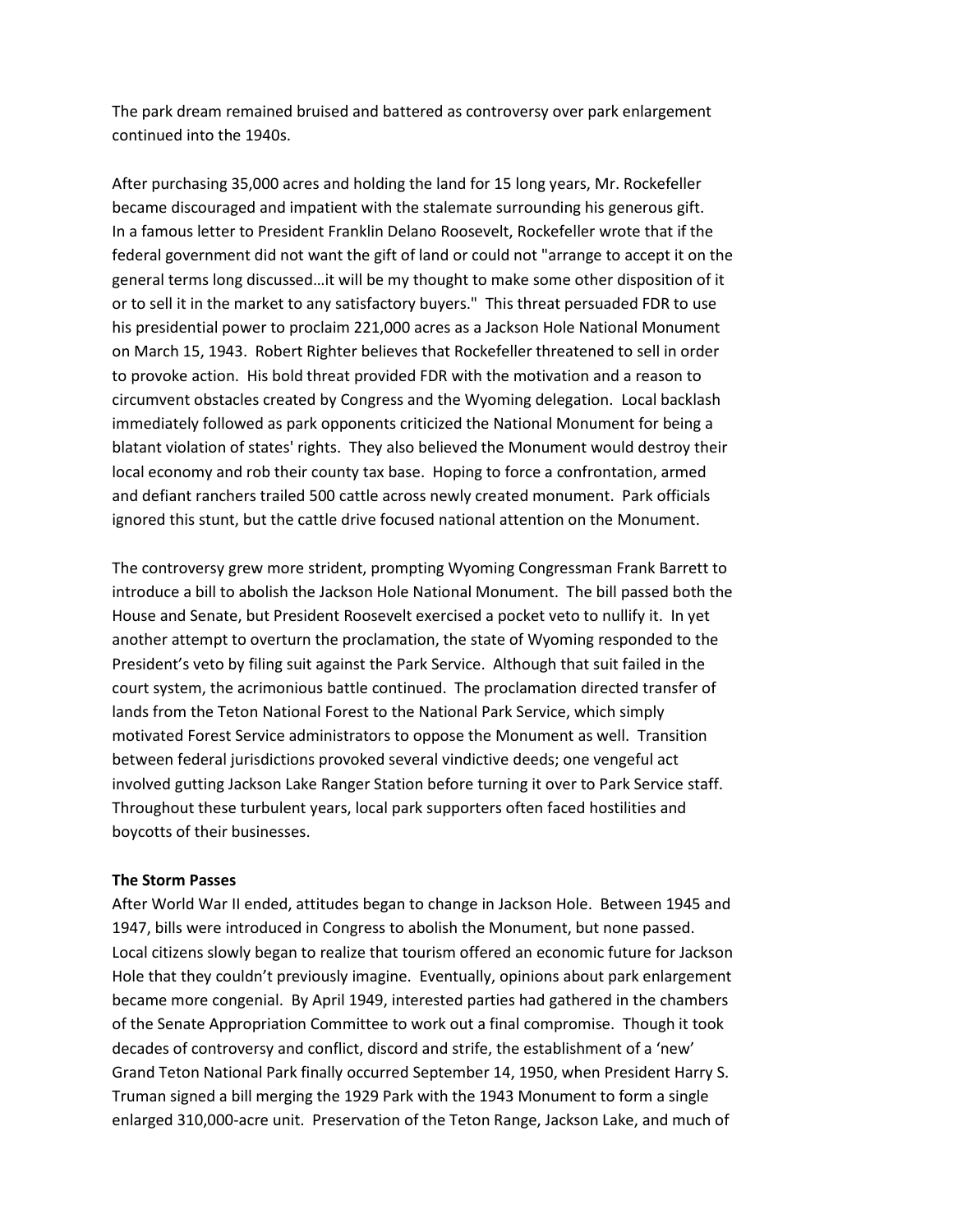The park dream remained bruised and battered as controversy over park enlargement continued into the 1940s.

After purchasing 35,000 acres and holding the land for 15 long years, Mr. Rockefeller became discouraged and impatient with the stalemate surrounding his generous gift. In a famous letter to President Franklin Delano Roosevelt, Rockefeller wrote that if the federal government did not want the gift of land or could not "arrange to accept it on the general terms long discussed…it will be my thought to make some other disposition of it or to sell it in the market to any satisfactory buyers." This threat persuaded FDR to use his presidential power to proclaim 221,000 acres as a Jackson Hole National Monument on March 15, 1943. Robert Righter believes that Rockefeller threatened to sell in order to provoke action. His bold threat provided FDR with the motivation and a reason to circumvent obstacles created by Congress and the Wyoming delegation. Local backlash immediately followed as park opponents criticized the National Monument for being a blatant violation of states' rights. They also believed the Monument would destroy their local economy and rob their county tax base. Hoping to force a confrontation, armed and defiant ranchers trailed 500 cattle across newly created monument. Park officials ignored this stunt, but the cattle drive focused national attention on the Monument.

The controversy grew more strident, prompting Wyoming Congressman Frank Barrett to introduce a bill to abolish the Jackson Hole National Monument. The bill passed both the House and Senate, but President Roosevelt exercised a pocket veto to nullify it. In yet another attempt to overturn the proclamation, the state of Wyoming responded to the President's veto by filing suit against the Park Service. Although that suit failed in the court system, the acrimonious battle continued. The proclamation directed transfer of lands from the Teton National Forest to the National Park Service, which simply motivated Forest Service administrators to oppose the Monument as well. Transition between federal jurisdictions provoked several vindictive deeds; one vengeful act involved gutting Jackson Lake Ranger Station before turning it over to Park Service staff. Throughout these turbulent years, local park supporters often faced hostilities and boycotts of their businesses.

**The Storm Passes**

After World War II ended, attitudes began to change in Jackson Hole. Between 1945 and 1947, bills were introduced in Congress to abolish the Monument, but none passed. Local citizens slowly began to realize that tourism offered an economic future for Jackson Hole that they couldn't previously imagine. Eventually, opinions about park enlargement became more congenial. By April 1949, interested parties had gathered in the chambers of the Senate Appropriation Committee to work out a final compromise. Though it took decades of controversy and conflict, discord and strife, the establishment of a 'new' Grand Teton National Park finally occurred September 14, 1950, when President Harry S. Truman signed a bill merging the 1929 Park with the 1943 Monument to form a single enlarged 310,000-acre unit. Preservation of the Teton Range, Jackson Lake, and much of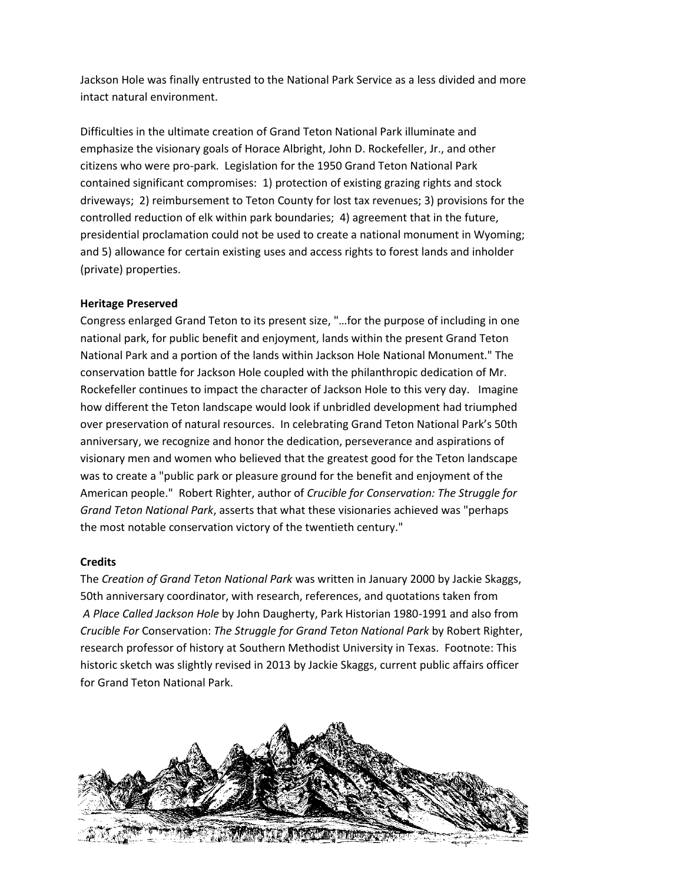Jackson Hole was finally entrusted to the National Park Service as a less divided and more intact natural environment.

Difficulties in the ultimate creation of Grand Teton National Park illuminate and emphasize the visionary goals of Horace Albright, John D. Rockefeller, Jr., and other citizens who were pro-park. Legislation for the 1950 Grand Teton National Park contained significant compromises: 1) protection of existing grazing rights and stock driveways; 2) reimbursement to Teton County for lost tax revenues; 3) provisions for the controlled reduction of elk within park boundaries; 4) agreement that in the future, presidential proclamation could not be used to create a national monument in Wyoming; and 5) allowance for certain existing uses and access rights to forest lands and inholder (private) properties.

**Heritage Preserved**

Congress enlarged Grand Teton to its present size, "…for the purpose of including in one national park, for public benefit and enjoyment, lands within the present Grand Teton National Park and a portion of the lands within Jackson Hole National Monument." The conservation battle for Jackson Hole coupled with the philanthropic dedication of Mr. Rockefeller continues to impact the character of Jackson Hole to this very day. Imagine how different the Teton landscape would look if unbridled development had triumphed over preservation of natural resources. In celebrating Grand Teton National Park's 50th anniversary, we recognize and honor the dedication, perseverance and aspirations of visionary men and women who believed that the greatest good for the Teton landscape was to create a "public park or pleasure ground for the benefit and enjoyment of the American people." Robert Righter, author of *Crucible for Conservation: The Struggle for Grand Teton National Park*, asserts that what these visionaries achieved was "perhaps the most notable conservation victory of the twentieth century."

**Credits**

The *Creation of Grand Teton National Park* was written in January 2000 by Jackie Skaggs, 50th anniversary coordinator, with research, references, and quotations taken from *A Place Called Jackson Hole* by John Daugherty, Park Historian 1980-1991 and also from *Crucible For* Conservation: *The Struggle for Grand Teton National Park* by Robert Righter, research professor of history at Southern Methodist University in Texas. Footnote: This historic sketch was slightly revised in 2013 by Jackie Skaggs, current public affairs officer for Grand Teton National Park.